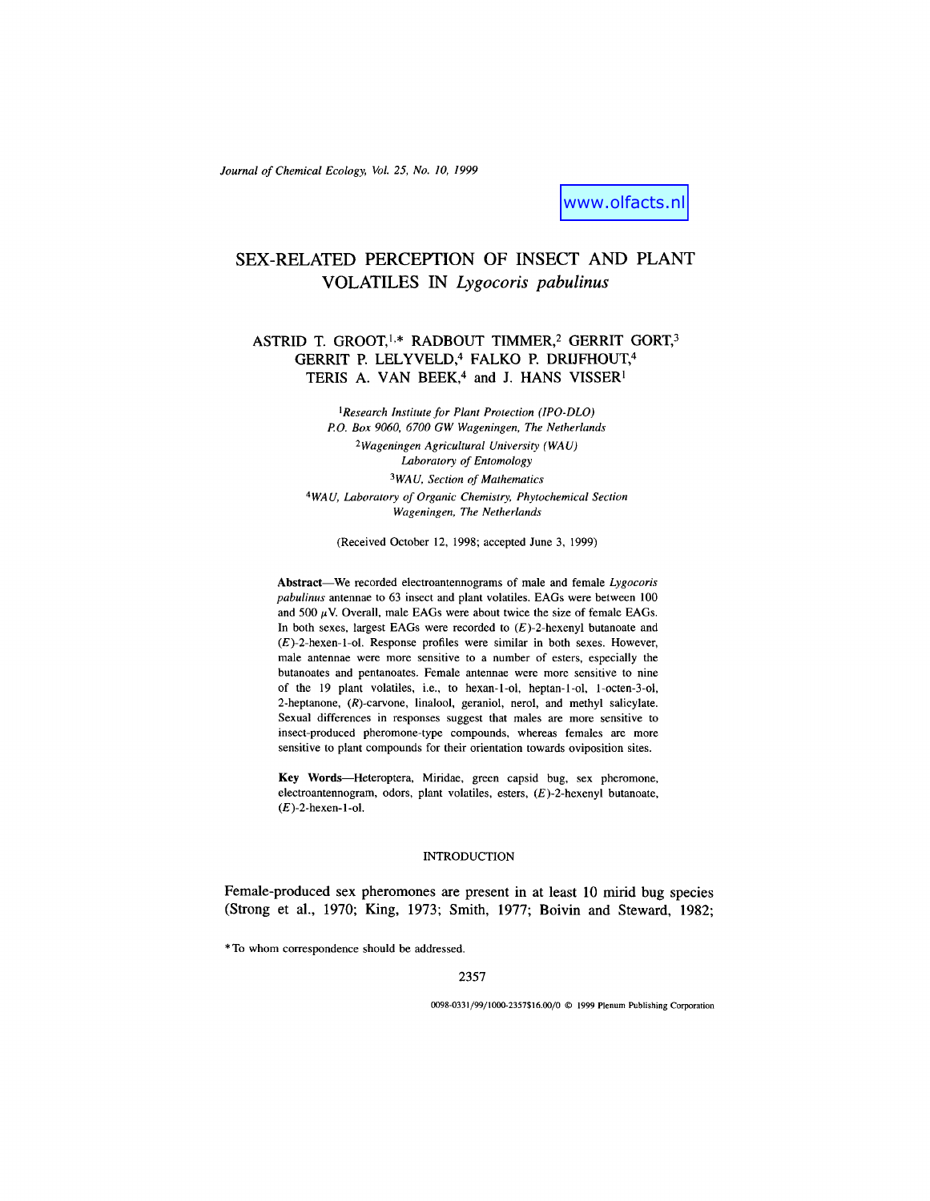www.olfacts.nl

# SEX-RELATED PERCEPTION OF INSECT AND PLANT VOLATILES IN *Lygocoris pabulinus*

ASTRID T. GROOT,[1,*] RADBOUT TIMMER,[2] GERRIT GORT,[3] GERRIT P. LELYVELD,[4] FALKO P. DRIJFHOUT,[4] TERIS A. VAN BEEK,[4] and J. HANS VISSER[1]

[1]*Research Institute for Plant Protection (IPO-DLO) P.O. Box 9060, 6700 GW Wageningen, The Netherlands*

[2]*Wageningen Agricultural University (WAU) Laboratory of Entomology*

[3]*WAU, Section of Mathematics*

[4]*WAU, Laboratory of Organic Chemistry, Phytochemical Section Wageningen, The Netherlands*

(Received October 12, 1998; accepted June 3, 1999)

**Abstract**—We recorded electroantennograms of male and female *Lygocoris pabulinus* antennae to 63 insect and plant volatiles. EAGs were between 100 and 500 $\mu$V. Overall, male EAGs were about twice the size of female EAGs. In both sexes, largest EAGs were recorded to (*E*)-2-hexenyl butanoate and (*E*)-2-hexen-1-ol. Response profiles were similar in both sexes. However, male antennae were more sensitive to a number of esters, especially the butanoates and pentanoates. Female antennae were more sensitive to nine of the 19 plant volatiles, i.e., to hexan-1-ol, heptan-1-ol, 1-octen-3-ol, 2-heptanone, (*R*)-carvone, linalool, geraniol, nerol, and methyl salicylate. Sexual differences in responses suggest that males are more sensitive to insect-produced pheromone-type compounds, whereas females are more sensitive to plant compounds for their orientation towards oviposition sites.

**Key Words**—Heteroptera, Miridae, green capsid bug, sex pheromone, electroantennogram, odors, plant volatiles, esters, (*E*)-2-hexenyl butanoate, (*E*)-2-hexen-1-ol.

## INTRODUCTION

Female-produced sex pheromones are present in at least 10 mirid bug species (Strong et al., 1970; King, 1973; Smith, 1977; Boivin and Steward, 1982;

*To whom correspondence should be addressed.

0098-0331/99/1000-2357$16.00/0 © 1999 Plenum Publishing Corporation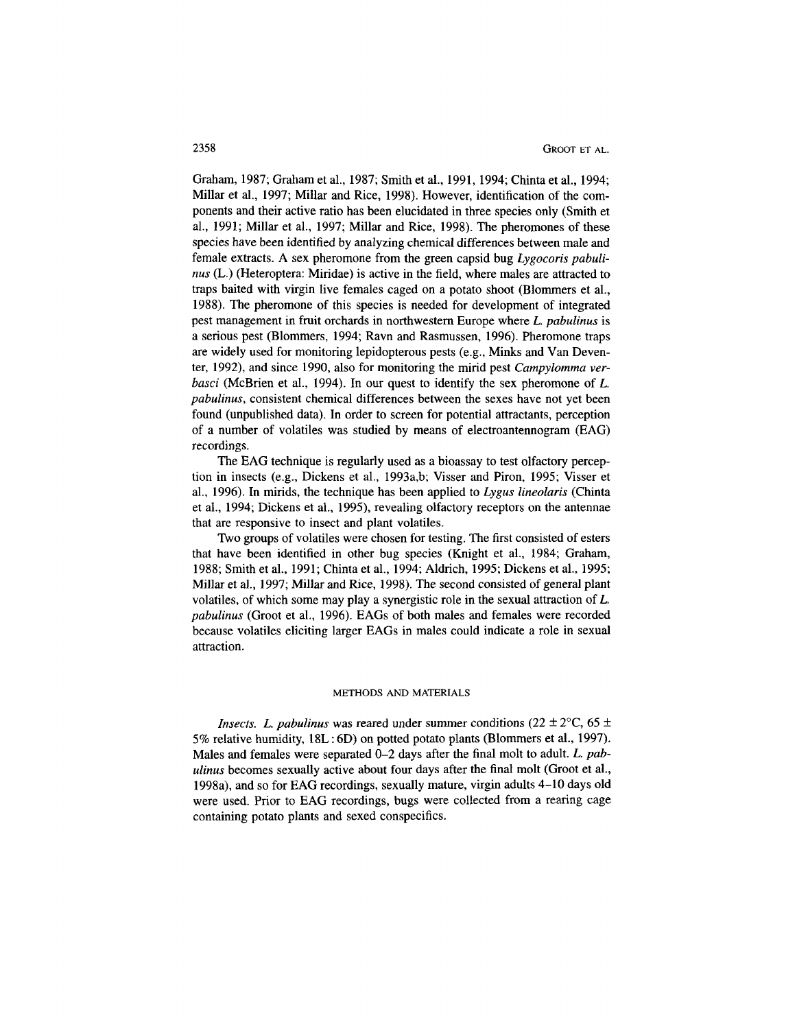Graham, 1987; Graham et al., 1987; Smith et al., 1991, 1994; Chinta et al., 1994; Millar et al., 1997; Millar and Rice, 1998). However, identification of the components and their active ratio has been elucidated in three species only (Smith et al., 1991; Millar et al., 1997; Millar and Rice, 1998). The pheromones of these species have been identified by analyzing chemical differences between male and female extracts. A sex pheromone from the green capsid bug *Lygocoris pabulinus* (L.) (Heteroptera: Miridae) is active in the field, where males are attracted to traps baited with virgin live females caged on a potato shoot (Blommers et al., 1988). The pheromone of this species is needed for development of integrated pest management in fruit orchards in northwestern Europe where *L. pabulinus* is a serious pest (Blommers, 1994; Ravn and Rasmussen, 1996). Pheromone traps are widely used for monitoring lepidopterous pests (e.g., Minks and Van Deventer, 1992), and since 1990, also for monitoring the mirid pest *Campylomma verbasci* (McBrien et al., 1994). In our quest to identify the sex pheromone of *L. pabulinus*, consistent chemical differences between the sexes have not yet been found (unpublished data). In order to screen for potential attractants, perception of a number of volatiles was studied by means of electroantennogram (EAG) recordings.

The EAG technique is regularly used as a bioassay to test olfactory perception in insects (e.g., Dickens et al., 1993a,b; Visser and Piron, 1995; Visser et al., 1996). In mirids, the technique has been applied to *Lygus lineolaris* (Chinta et al., 1994; Dickens et al., 1995), revealing olfactory receptors on the antennae that are responsive to insect and plant volatiles.

Two groups of volatiles were chosen for testing. The first consisted of esters that have been identified in other bug species (Knight et al., 1984; Graham, 1988; Smith et al., 1991; Chinta et al., 1994; Aldrich, 1995; Dickens et al., 1995; Millar et al., 1997; Millar and Rice, 1998). The second consisted of general plant volatiles, of which some may play a synergistic role in the sexual attraction of *L. pabulinus* (Groot et al., 1996). EAGs of both males and females were recorded because volatiles eliciting larger EAGs in males could indicate a role in sexual attraction.

## METHODS AND MATERIALS

*Insects. L. pabulinus* was reared under summer conditions (22 ± 2°C, 65 ± 5% relative humidity, 18L : 6D) on potted potato plants (Blommers et al., 1997). Males and females were separated 0–2 days after the final molt to adult. *L. pabulinus* becomes sexually active about four days after the final molt (Groot et al., 1998a), and so for EAG recordings, sexually mature, virgin adults 4–10 days old were used. Prior to EAG recordings, bugs were collected from a rearing cage containing potato plants and sexed conspecifics.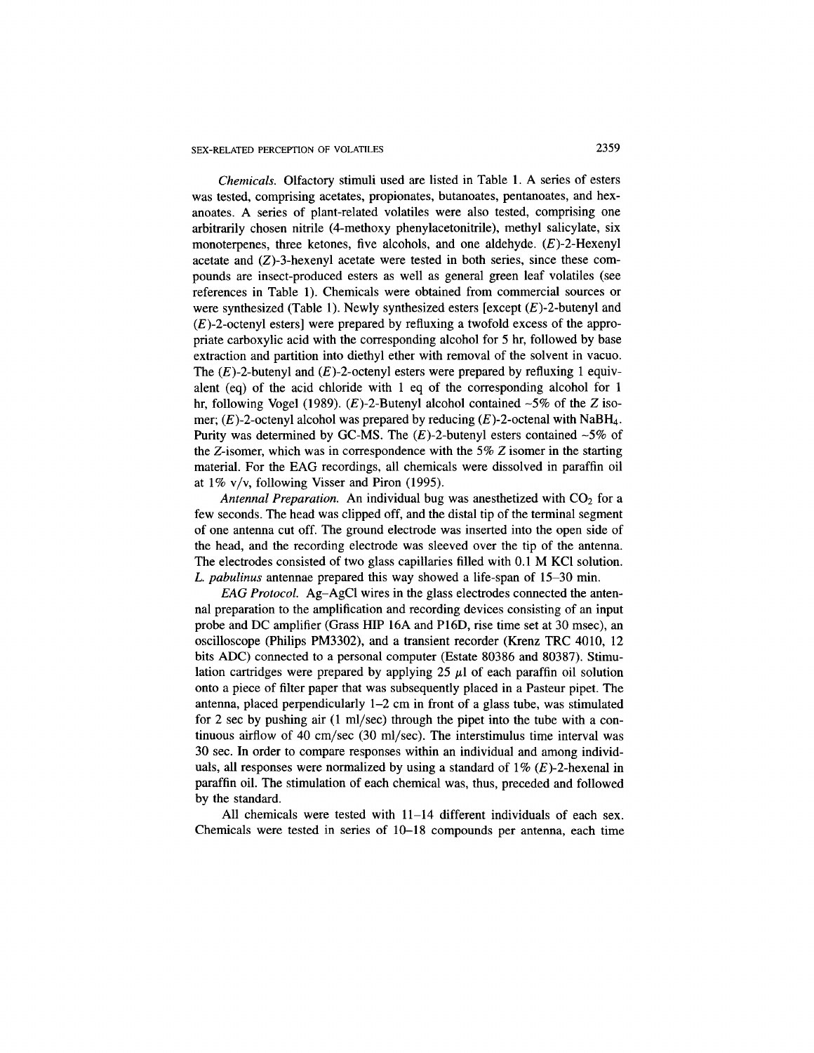*Chemicals.* Olfactory stimuli used are listed in Table 1. A series of esters was tested, comprising acetates, propionates, butanoates, pentanoates, and hexanoates. A series of plant-related volatiles were also tested, comprising one arbitrarily chosen nitrile (4-methoxy phenylacetonitrile), methyl salicylate, six monoterpenes, three ketones, five alcohols, and one aldehyde. (*E*)-2-Hexenyl acetate and (*Z*)-3-hexenyl acetate were tested in both series, since these compounds are insect-produced esters as well as general green leaf volatiles (see references in Table 1). Chemicals were obtained from commercial sources or were synthesized (Table 1). Newly synthesized esters [except (*E*)-2-butenyl and (*E*)-2-octenyl esters] were prepared by refluxing a twofold excess of the appropriate carboxylic acid with the corresponding alcohol for 5 hr, followed by base extraction and partition into diethyl ether with removal of the solvent in vacuo. The (*E*)-2-butenyl and (*E*)-2-octenyl esters were prepared by refluxing 1 equivalent (eq) of the acid chloride with 1 eq of the corresponding alcohol for 1 hr, following Vogel (1989). (*E*)-2-Butenyl alcohol contained ~5% of the *Z* isomer; (*E*)-2-octenyl alcohol was prepared by reducing (*E*)-2-octenal with $NaBH_4$. Purity was determined by GC-MS. The (*E*)-2-butenyl esters contained ~5% of the *Z*-isomer, which was in correspondence with the 5% *Z* isomer in the starting material. For the EAG recordings, all chemicals were dissolved in paraffin oil at 1% v/v, following Visser and Piron (1995).

*Antennal Preparation.* An individual bug was anesthetized with $CO_2$ for a few seconds. The head was clipped off, and the distal tip of the terminal segment of one antenna cut off. The ground electrode was inserted into the open side of the head, and the recording electrode was sleeved over the tip of the antenna. The electrodes consisted of two glass capillaries filled with 0.1 M KCl solution. *L. pabulinus* antennae prepared this way showed a life-span of 15–30 min.

*EAG Protocol.* Ag–AgCl wires in the glass electrodes connected the antennal preparation to the amplification and recording devices consisting of an input probe and DC amplifier (Grass HIP 16A and P16D, rise time set at 30 msec), an oscilloscope (Philips PM3302), and a transient recorder (Krenz TRC 4010, 12 bits ADC) connected to a personal computer (Estate 80386 and 80387). Stimulation cartridges were prepared by applying 25 $\mu$l of each paraffin oil solution onto a piece of filter paper that was subsequently placed in a Pasteur pipet. The antenna, placed perpendicularly 1–2 cm in front of a glass tube, was stimulated for 2 sec by pushing air (1 ml/sec) through the pipet into the tube with a continuous airflow of 40 cm/sec (30 ml/sec). The interstimulus time interval was 30 sec. In order to compare responses within an individual and among individuals, all responses were normalized by using a standard of 1% (*E*)-2-hexenal in paraffin oil. The stimulation of each chemical was, thus, preceded and followed by the standard.

All chemicals were tested with 11–14 different individuals of each sex. Chemicals were tested in series of 10–18 compounds per antenna, each time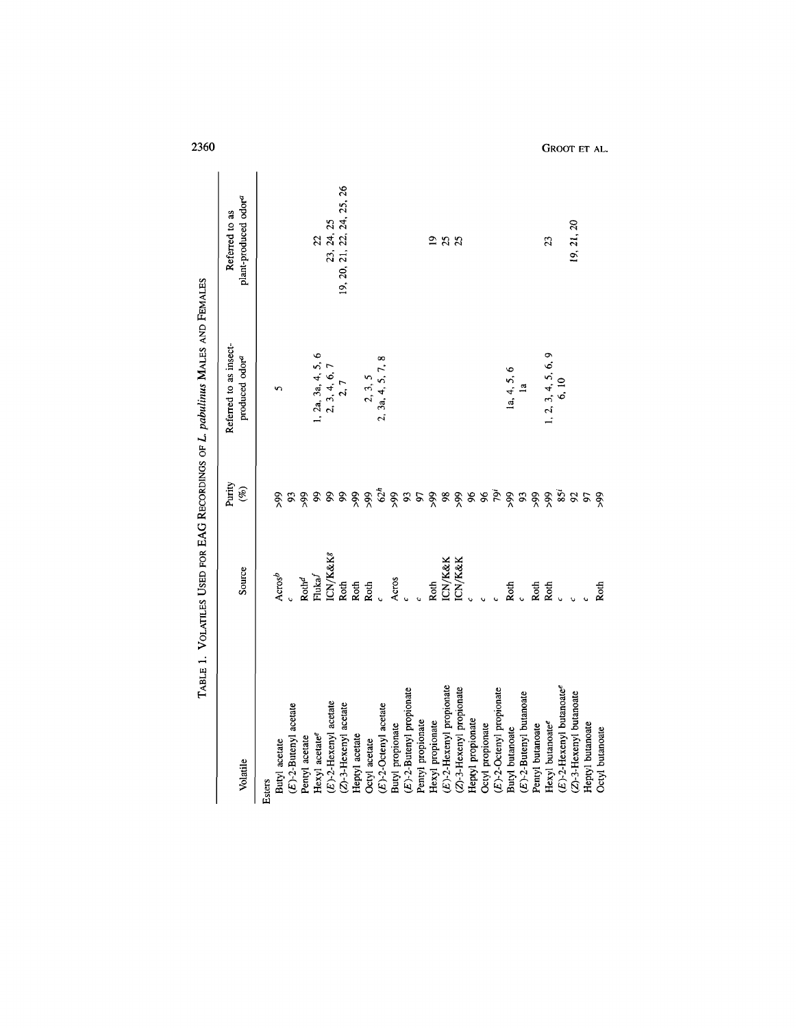TABLE 1. VOLATILES USED FOR EAG RECORDINGS OF *L. pabulinus* MALES AND FEMALES

| Volatile | Source | Purity (%) | Referred to as insect-produced odor[a] | Referred to as plant-produced odor[a] |
|---|---|---|---|---|
| Esters | | | | |
| Butyl acetate | Acros[b] | >99 | 5 | |
| (*E*)-2-Butenyl acetate | [c] | 93 | | |
| Pentyl acetate | Roth[d] | >99 | | |
| Hexyl acetate[e] | Fluka[f] | 99 | 1, 2a, 3a, 4, 5, 6 | 22 |
| (*E*)-2-Hexenyl acetate | ICN/K&K[g] | 99 | 2, 3, 4, 6, 7 | 23, 24, 25 |
| (*Z*)-3-Hexenyl acetate | Roth | 99 | 2, 7 | 19, 20, 21, 22, 24, 25, 26 |
| Heptyl acetate | Roth | >99 | | |
| Octyl acetate | Roth | >99 | 2, 3, 5 | |
| (*E*)-2-Octenyl acetate | [c] | 62[h] | 2, 3a, 4, 5, 7, 8 | |
| Butyl propionate | Acros | >99 | | |
| (*E*)-2-Butenyl propionate | [c] | 93 | | |
| Pentyl propionate | [c] | 97 | | |
| Hexyl propionate | Roth | >99 | | 19 |
| (*E*)-2-Hexenyl propionate | ICN/K&K | 98 | | 25 |
| (*Z*)-3-Hexenyl propionate | ICN/K&K | >99 | | 25 |
| Heptyl propionate | [c] | 96 | | |
| Octyl propionate | [c] | 96 | | |
| (*E*)-2-Octenyl propionate | [c] | 79[i] | | |
| Butyl butanoate | Roth | >99 | 1a, 4, 5, 6 | |
| (*E*)-2-Butenyl butanoate | [c] | 93 | 1a | |
| Pentyl butanoate | Roth | >99 | | |
| Hexyl butanoate[e] | Roth | >99 | 1, 2, 3, 4, 5, 6, 9 | 23 |
| (*E*)-2-Hexenyl butanoate[e] | [c] | 85[j] | 6, 10 | |
| (*Z*)-3-Hexenyl butanoate | [c] | 92 | | 19, 21, 20 |
| Heptyl butanoate | [c] | 97 | | |
| Octyl butanoate | Roth | >99 | | |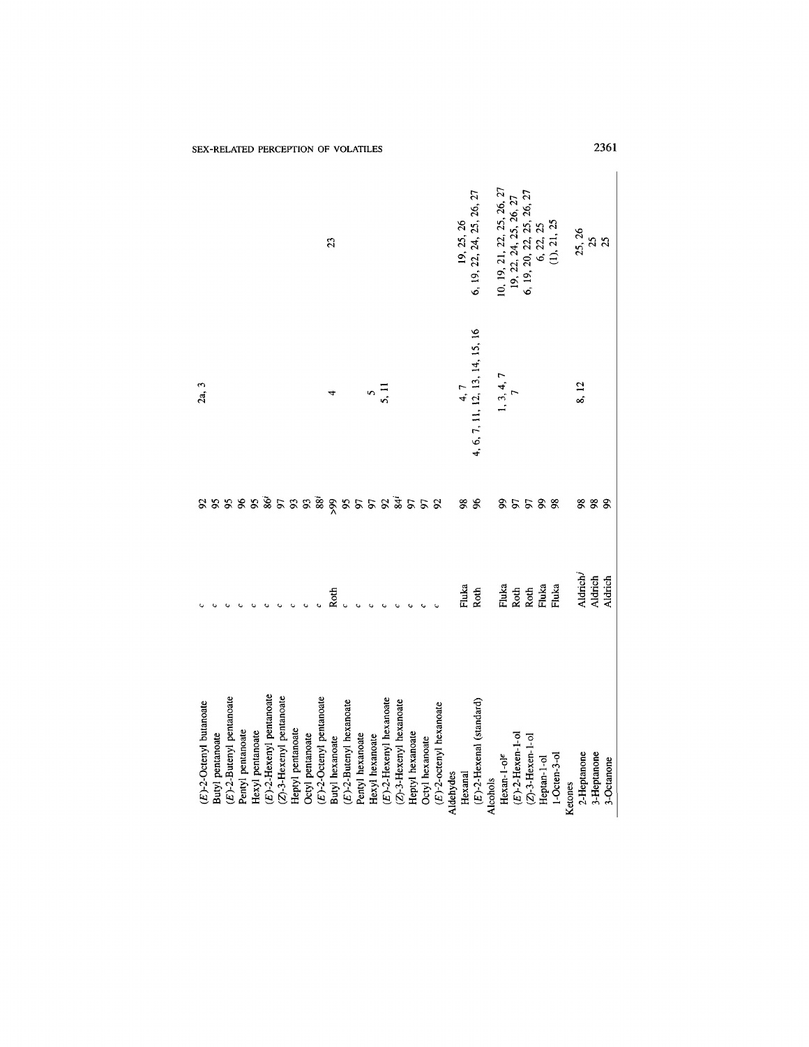| | | | | |
|---|---|---|---|---|
| (*E*)-2-Octenyl butanoate | [c] | 92 | 2a, 3 | |
| Butyl pentanoate | [c] | 95 | | |
| (*E*)-2-Butenyl pentanoate | [c] | 95 | | |
| Pentyl pentanoate | [c] | 96 | | |
| Hexyl pentanoate | [c] | 95 | | |
| (*E*)-2-Hexenyl pentanoate | [c] | 86[i] | | |
| (*Z*)-3-Hexenyl pentanoate | [c] | 97 | | |
| Heptyl pentanoate | [c] | 93 | | |
| Octyl pentanoate | [c] | 93 | | |
| (*E*)-2-Octenyl pentanoate | [c] | 88[i] | | |
| Butyl hexanoate | Roth | >99 | 4 | 23 |
| (*E*)-2-Butenyl hexanoate | [c] | 95 | | |
| Pentyl hexanoate | [c] | 97 | | |
| Hexyl hexanoate | [c] | 97 | 5 | |
| (*E*)-2-Hexenyl hexanoate | [c] | 92 | 5, 11 | |
| (*Z*)-3-Hexenyl hexanoate | [c] | 84[i] | | |
| Heptyl hexanoate | [c] | 97 | | |
| Octyl hexanoate | [c] | 97 | | |
| (*E*)-2-octenyl hexanoate | [c] | 92 | | |
| Aldehydes | | | | |
| Hexanal | Fluka | 98 | 4, 7 | 19, 25, 26 |
| (*E*)-2-Hexenal (standard) | Roth | 96 | 4, 6, 7, 11, 12, 13, 14, 15, 16 | 6, 19, 22, 24, 25, 26, 27 |
| Alcohols | | | | |
| Hexan-1-ol[e] | Fluka | 99 | 1, 3, 4, 7 | 10, 19, 21, 22, 25, 26, 27 |
| (*E*)-2-Hexen-1-ol | Roth | 97 | 7 | 19, 22, 24, 25, 26, 27 |
| (*Z*)-3-Hexen-1-ol | Roth | 97 | | 6, 19, 20, 22, 25, 26, 27 |
| Heptan-1-ol | Fluka | 99 | | 6, 22, 25 |
| 1-Octen-3-ol | Fluka | 98 | | (1), 21, 25 |
| Ketones | | | | |
| 2-Heptanone | Aldrich[j] | 98 | 8, 12 | 25, 26 |
| 3-Heptanone | Aldrich | 98 | | 25 |
| 3-Octanone | Aldrich | 99 | | 25 |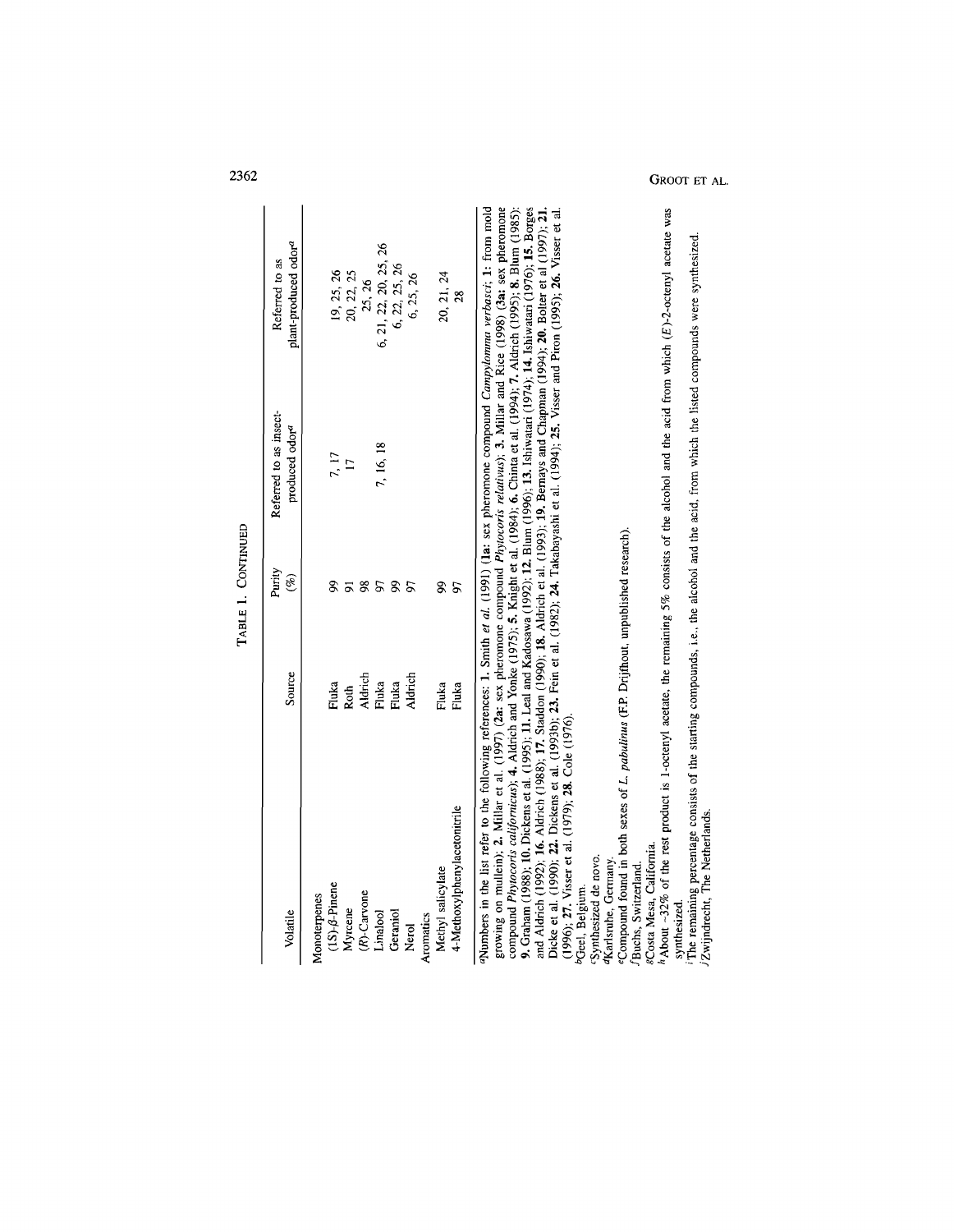TABLE 1. CONTINUED

| Volatile | Source | Purity (%) | Referred to as insect-produced odor[a] | Referred to as plant-produced odor[a] |
|---|---|---|---|---|
| Monoterpenes | | | | |
| (1S)-β-Pinene | Fluka | 99 | 7, 17 | 19, 25, 26 |
| Myrcene | Roth | 91 | 17 | 20, 22, 25 |
| (R)-Carvone | Aldrich | 98 | | 25, 26 |
| Linalool | Fluka | 97 | 7, 16, 18 | 6, 21, 22, 20, 25, 26 |
| Geraniol | Fluka | 99 | | 6, 22, 25, 26 |
| Nerol | Aldrich | 97 | | 6, 25, 26 |
| Aromatics | | | | |
| Methyl salicylate | Fluka | 99 | | 20, 21, 24 |
| 4-Methoxyphenylacetonitrile | Fluka | 97 | | 28 |

[a]Numbers in the list refer to the following references: **1.** Smith *et al.* (1991) (**1a:** sex pheromone compound *Campylomma verbasci*; **1:** from mold growing on mullein); **2.** Millar et al. (1997) (**2a:** sex pheromone compound *Phytocoris relativus*); **3.** Millar and Rice (1998) (**3a:** sex pheromone compound *Phytocoris californicus*); **4.** Aldrich and Yonke (1975); **5.** Knight et al. (1984); **6.** Chinta et al. (1994); **7.** Aldrich (1995); **8.** Blum (1985); **9.** Graham (1988); **10.** Dickens et al. (1995); **11.** Leal and Kadosawa (1992); **12.** Blum (1996); **13.** Ishiwatari (1974); **14.** Ishiwatari (1976); **15.** Borges and Aldrich (1992); **16.** Aldrich (1988); **17.** Staddon (1990); **18.** Aldrich et al. (1993); **19.** Bernays and Chapman (1994); **20.** Bolter et al (1997); **21.** Dicke et al. (1990); **22.** Dickens et al. (1993b); **23.** Fein et al. (1982); **24.** Takabayashi et al. (1994); **25.** Visser and Piron (1995); **26.** Visser et al. (1996); **27.** Visser et al. (1979); **28.** Cole (1976).

[b]Geel, Belgium.

[c]Synthesized de novo.

[d]Karlsruhe, Germany.

[e]Compound found in both sexes of *L. pabulinus* (F.P. Drijfhout, unpublished research).

[f]Buchs, Switzerland.

[g]Costa Mesa, California.

[h]About ~32% of the rest product is 1-octenyl acetate, the remaining 5% consists of the alcohol and the acid from which (*E*)-2-octenyl acetate was synthesized.

[i]The remaining percentage consists of the starting compounds, i.e., the alcohol and the acid, from which the listed compounds were synthesized.

[j]Zwijndrecht, The Netherlands.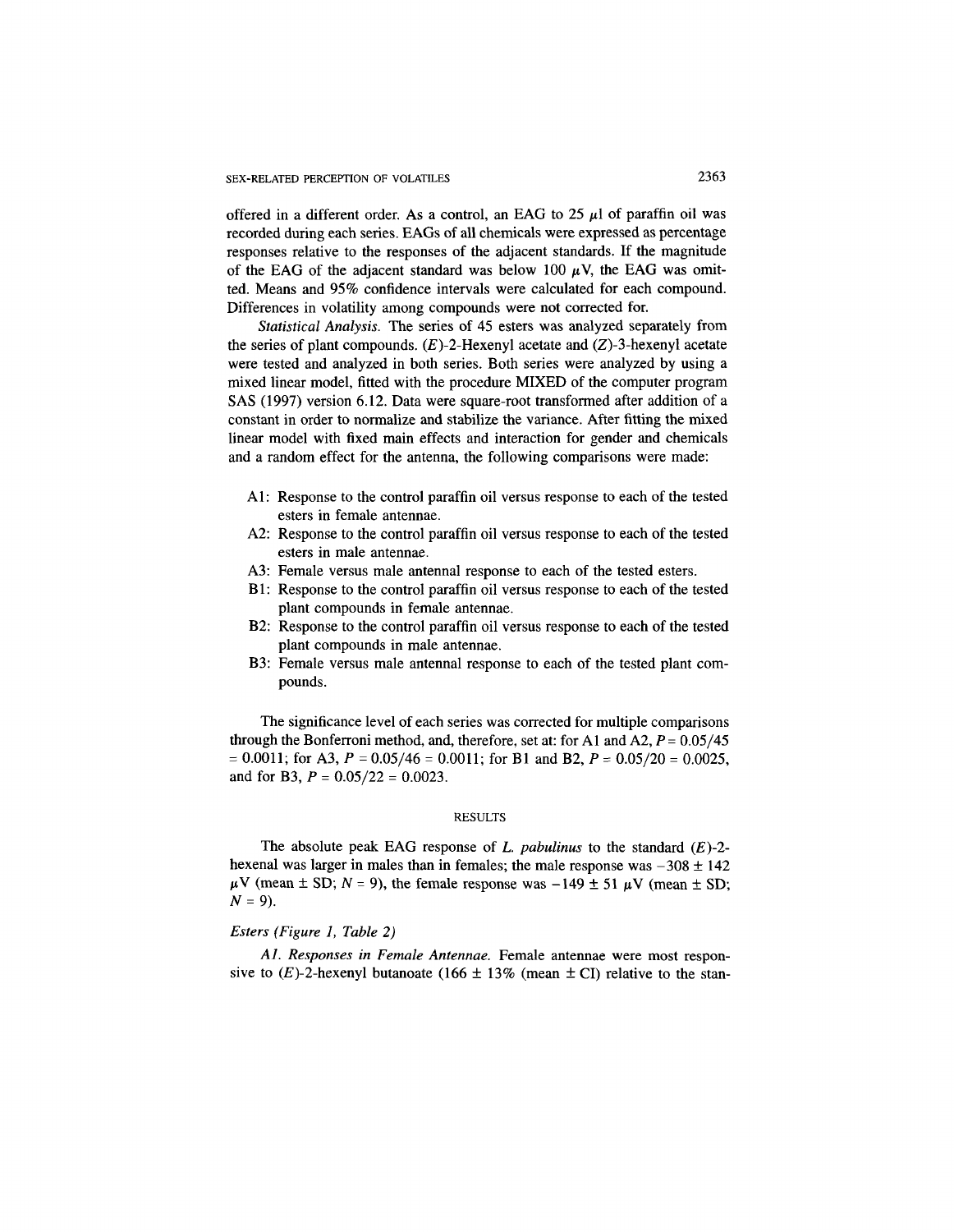offered in a different order. As a control, an EAG to 25 $\mu$l of paraffin oil was recorded during each series. EAGs of all chemicals were expressed as percentage responses relative to the responses of the adjacent standards. If the magnitude of the EAG of the adjacent standard was below 100 $\mu$V, the EAG was omitted. Means and 95% confidence intervals were calculated for each compound. Differences in volatility among compounds were not corrected for.

*Statistical Analysis.* The series of 45 esters was analyzed separately from the series of plant compounds. (*E*)-2-Hexenyl acetate and (*Z*)-3-hexenyl acetate were tested and analyzed in both series. Both series were analyzed by using a mixed linear model, fitted with the procedure MIXED of the computer program SAS (1997) version 6.12. Data were square-root transformed after addition of a constant in order to normalize and stabilize the variance. After fitting the mixed linear model with fixed main effects and interaction for gender and chemicals and a random effect for the antenna, the following comparisons were made:

- A1: Response to the control paraffin oil versus response to each of the tested esters in female antennae.
- A2: Response to the control paraffin oil versus response to each of the tested esters in male antennae.
- A3: Female versus male antennal response to each of the tested esters.
- B1: Response to the control paraffin oil versus response to each of the tested plant compounds in female antennae.
- B2: Response to the control paraffin oil versus response to each of the tested plant compounds in male antennae.
- B3: Female versus male antennal response to each of the tested plant compounds.

The significance level of each series was corrected for multiple comparisons through the Bonferroni method, and, therefore, set at: for A1 and A2, $P = 0.05/45 = 0.0011$; for A3, $P = 0.05/46 = 0.0011$; for B1 and B2, $P = 0.05/20 = 0.0025$, and for B3, $P = 0.05/22 = 0.0023$.

## RESULTS

The absolute peak EAG response of *L. pabulinus* to the standard (*E*)-2-hexenal was larger in males than in females; the male response was $-308 \pm 142$ $\mu$V (mean $\pm$ SD; $N = 9$), the female response was $-149 \pm 51$ $\mu$V (mean $\pm$ SD; $N = 9$).

### Esters (Figure 1, Table 2)

*A1. Responses in Female Antennae.* Female antennae were most responsive to (*E*)-2-hexenyl butanoate (166 $\pm$ 13% (mean $\pm$ CI) relative to the stan-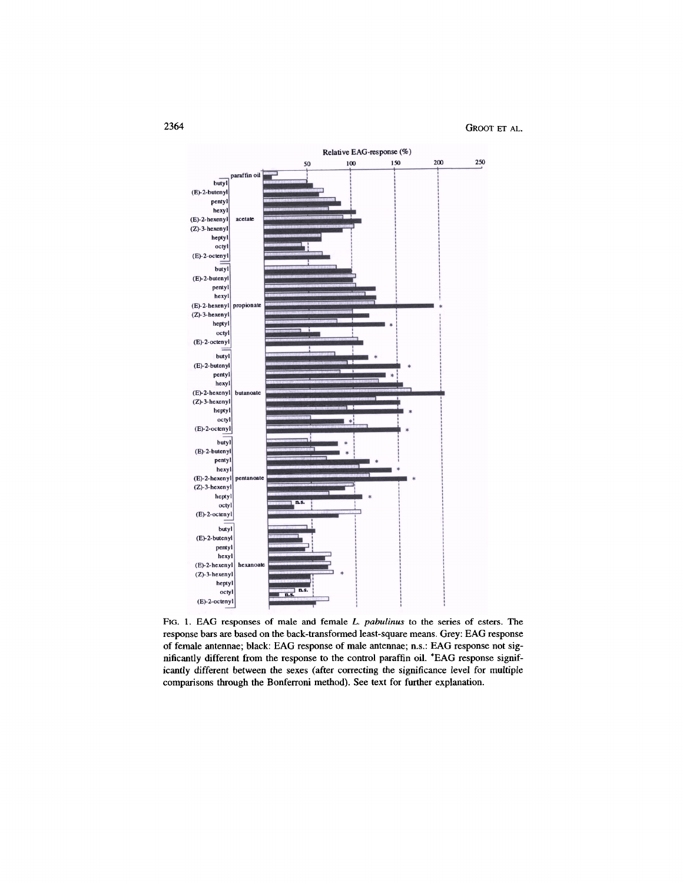FIG. 1. EAG responses of male and female *L. pabulinus* to the series of esters. The response bars are based on the back-transformed least-square means. Grey: EAG response of female antennae; black: EAG response of male antennae; n.s.: EAG response not significantly different from the response to the control paraffin oil. *EAG response significantly different between the sexes (after correcting the significance level for multiple comparisons through the Bonferroni method). See text for further explanation.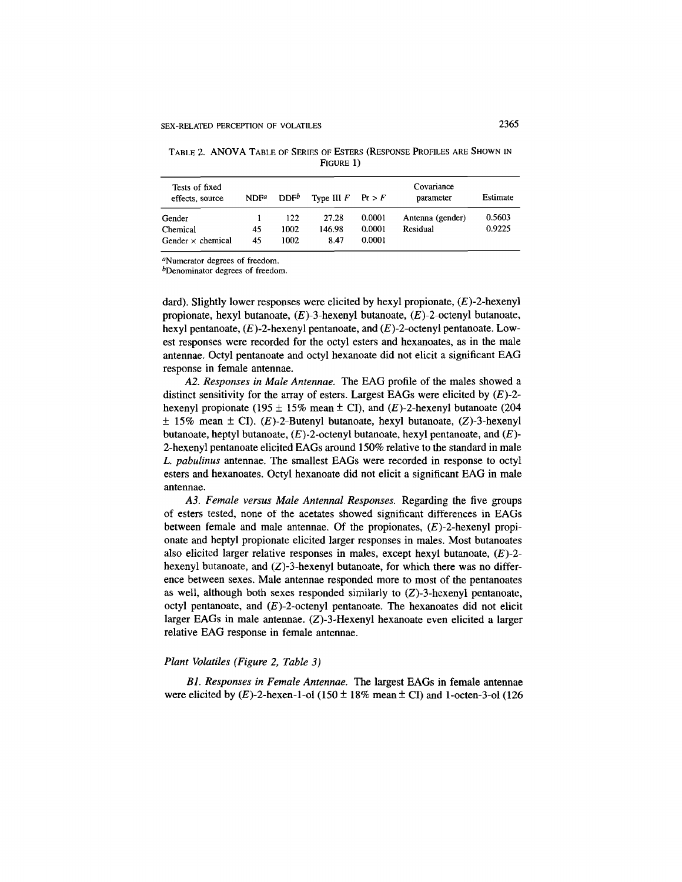TABLE 2. ANOVA TABLE OF SERIES OF ESTERS (RESPONSE PROFILES ARE SHOWN IN FIGURE 1)

| Tests of fixed effects, source | NDF[a] | DDF[b] | Type III $F$ | $\Pr > F$ | Covariance parameter | Estimate |
|---|---|---|---|---|---|---|
| Gender | 1 | 122 | 27.28 | 0.0001 | Antenna (gender) | 0.5603 |
| Chemical | 45 | 1002 | 146.98 | 0.0001 | Residual | 0.9225 |
| Gender × chemical | 45 | 1002 | 8.47 | 0.0001 | | |

[a]Numerator degrees of freedom.
[b]Denominator degrees of freedom.

dard). Slightly lower responses were elicited by hexyl propionate, (*E*)-2-hexenyl propionate, hexyl butanoate, (*E*)-3-hexenyl butanoate, (*E*)-2-octenyl butanoate, hexyl pentanoate, (*E*)-2-hexenyl pentanoate, and (*E*)-2-octenyl pentanoate. Lowest responses were recorded for the octyl esters and hexanoates, as in the male antennae. Octyl pentanoate and octyl hexanoate did not elicit a significant EAG response in female antennae.

*A2. Responses in Male Antennae.* The EAG profile of the males showed a distinct sensitivity for the array of esters. Largest EAGs were elicited by (*E*)-2-hexenyl propionate (195 ± 15% mean ± CI), and (*E*)-2-hexenyl butanoate (204 ± 15% mean ± CI). (*E*)-2-Butenyl butanoate, hexyl butanoate, (*Z*)-3-hexenyl butanoate, heptyl butanoate, (*E*)-2-octenyl butanoate, hexyl pentanoate, and (*E*)-2-hexenyl pentanoate elicited EAGs around 150% relative to the standard in male *L. pabulinus* antennae. The smallest EAGs were recorded in response to octyl esters and hexanoates. Octyl hexanoate did not elicit a significant EAG in male antennae.

*A3. Female versus Male Antennal Responses.* Regarding the five groups of esters tested, none of the acetates showed significant differences in EAGs between female and male antennae. Of the propionates, (*E*)-2-hexenyl propionate and heptyl propionate elicited larger responses in males. Most butanoates also elicited larger relative responses in males, except hexyl butanoate, (*E*)-2-hexenyl butanoate, and (*Z*)-3-hexenyl butanoate, for which there was no difference between sexes. Male antennae responded more to most of the pentanoates as well, although both sexes responded similarly to (*Z*)-3-hexenyl pentanoate, octyl pentanoate, and (*E*)-2-octenyl pentanoate. The hexanoates did not elicit larger EAGs in male antennae. (*Z*)-3-Hexenyl hexanoate even elicited a larger relative EAG response in female antennae.

### *Plant Volatiles (Figure 2, Table 3)*

*B1. Responses in Female Antennae.* The largest EAGs in female antennae were elicited by (*E*)-2-hexen-1-ol (150 ± 18% mean ± CI) and 1-octen-3-ol (126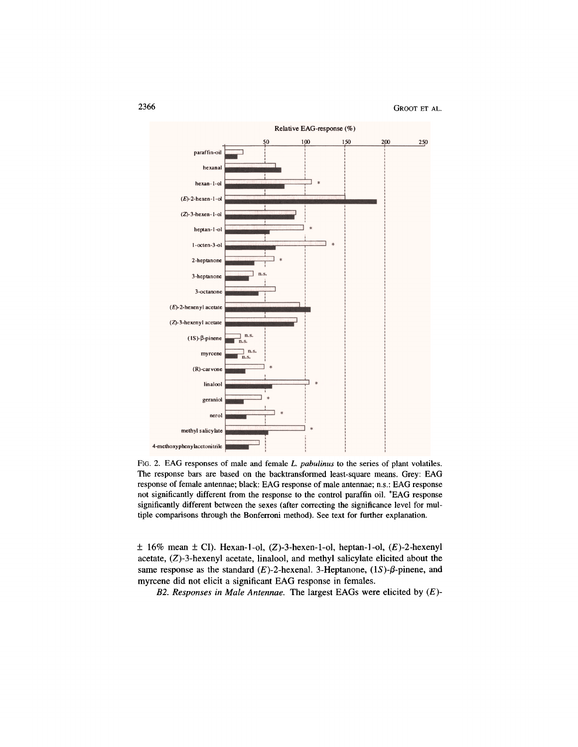FIG. 2. EAG responses of male and female *L. pabulinus* to the series of plant volatiles. The response bars are based on the backtransformed least-square means. Grey: EAG response of female antennae; black: EAG response of male antennae; n.s.: EAG response not significantly different from the response to the control paraffin oil. *EAG response significantly different between the sexes (after correcting the significance level for multiple comparisons through the Bonferroni method). See text for further explanation.

± 16% mean ± CI). Hexan-1-ol, (*Z*)-3-hexen-1-ol, heptan-1-ol, (*E*)-2-hexenyl acetate, (*Z*)-3-hexenyl acetate, linalool, and methyl salicylate elicited about the same response as the standard (*E*)-2-hexenal. 3-Heptanone, (1*S*)-*β*-pinene, and myrcene did not elicit a significant EAG response in females.

*B2. Responses in Male Antennae.* The largest EAGs were elicited by (*E*)-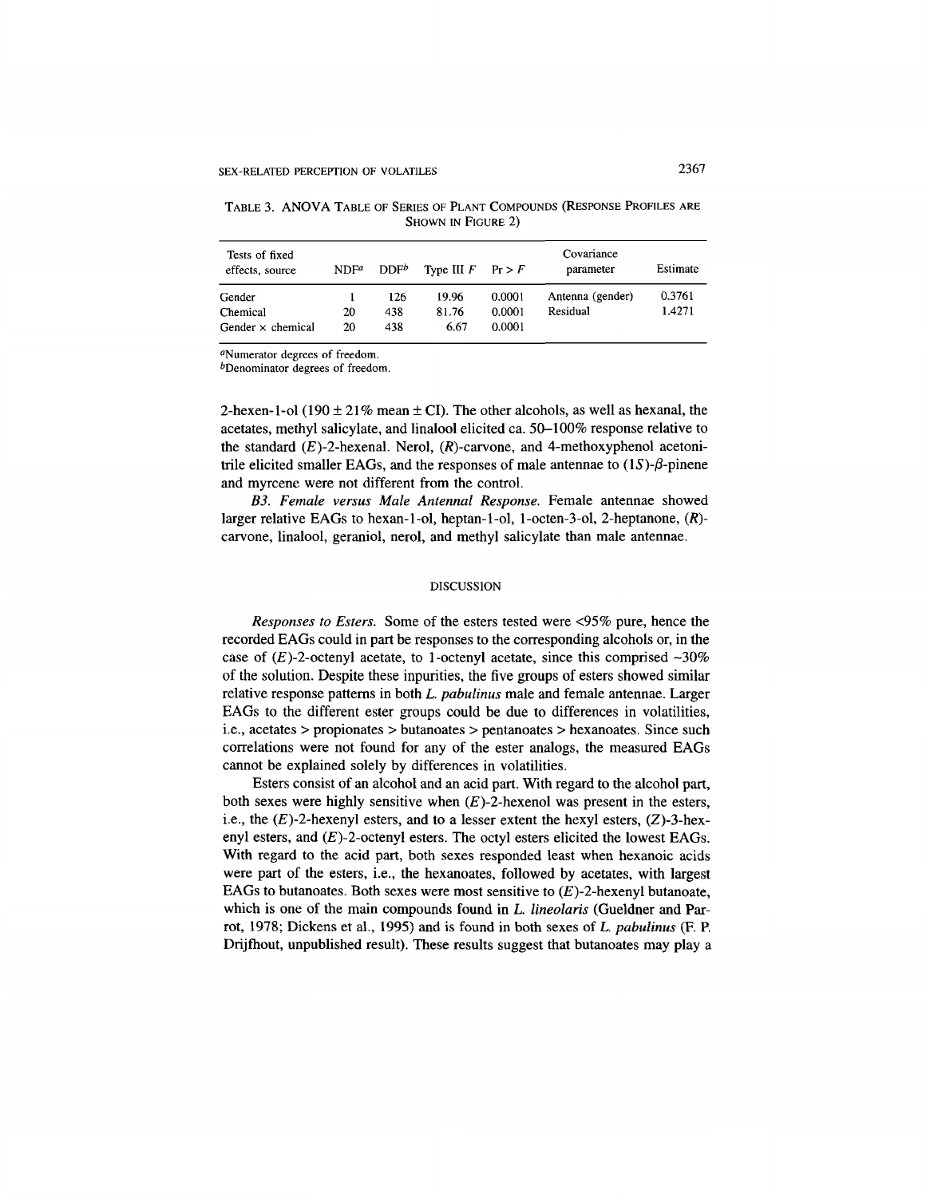TABLE 3. ANOVA TABLE OF SERIES OF PLANT COMPOUNDS (RESPONSE PROFILES ARE SHOWN IN FIGURE 2)

| Tests of fixed effects, source | NDF[a] | DDF[b] | Type III $F$ | $Pr > F$ | Covariance parameter | Estimate |
|---|---|---|---|---|---|---|
| Gender | 1 | 126 | 19.96 | 0.0001 | Antenna (gender) | 0.3761 |
| Chemical | 20 | 438 | 81.76 | 0.0001 | Residual | 1.4271 |
| Gender × chemical | 20 | 438 | 6.67 | 0.0001 | | |

[a]Numerator degrees of freedom.
[b]Denominator degrees of freedom.

2-hexen-1-ol (190 ± 21% mean ± CI). The other alcohols, as well as hexanal, the acetates, methyl salicylate, and linalool elicited ca. 50–100% response relative to the standard (*E*)-2-hexenal. Nerol, (*R*)-carvone, and 4-methoxyphenol acetonitrile elicited smaller EAGs, and the responses of male antennae to (1*S*)-*β*-pinene and myrcene were not different from the control.

*B3. Female versus Male Antennal Response.* Female antennae showed larger relative EAGs to hexan-1-ol, heptan-1-ol, 1-octen-3-ol, 2-heptanone, (*R*)-carvone, linalool, geraniol, nerol, and methyl salicylate than male antennae.

## DISCUSSION

*Responses to Esters.* Some of the esters tested were <95% pure, hence the recorded EAGs could in part be responses to the corresponding alcohols or, in the case of (*E*)-2-octenyl acetate, to 1-octenyl acetate, since this comprised ~30% of the solution. Despite these inpurities, the five groups of esters showed similar relative response patterns in both *L. pabulinus* male and female antennae. Larger EAGs to the different ester groups could be due to differences in volatilities, i.e., acetates > propionates > butanoates > pentanoates > hexanoates. Since such correlations were not found for any of the ester analogs, the measured EAGs cannot be explained solely by differences in volatilities.

Esters consist of an alcohol and an acid part. With regard to the alcohol part, both sexes were highly sensitive when (*E*)-2-hexenol was present in the esters, i.e., the (*E*)-2-hexenyl esters, and to a lesser extent the hexyl esters, (*Z*)-3-hexenyl esters, and (*E*)-2-octenyl esters. The octyl esters elicited the lowest EAGs. With regard to the acid part, both sexes responded least when hexanoic acids were part of the esters, i.e., the hexanoates, followed by acetates, with largest EAGs to butanoates. Both sexes were most sensitive to (*E*)-2-hexenyl butanoate, which is one of the main compounds found in *L. lineolaris* (Gueldner and Parrot, 1978; Dickens et al., 1995) and is found in both sexes of *L. pabulinus* (F. P. Drijfhout, unpublished result). These results suggest that butanoates may play a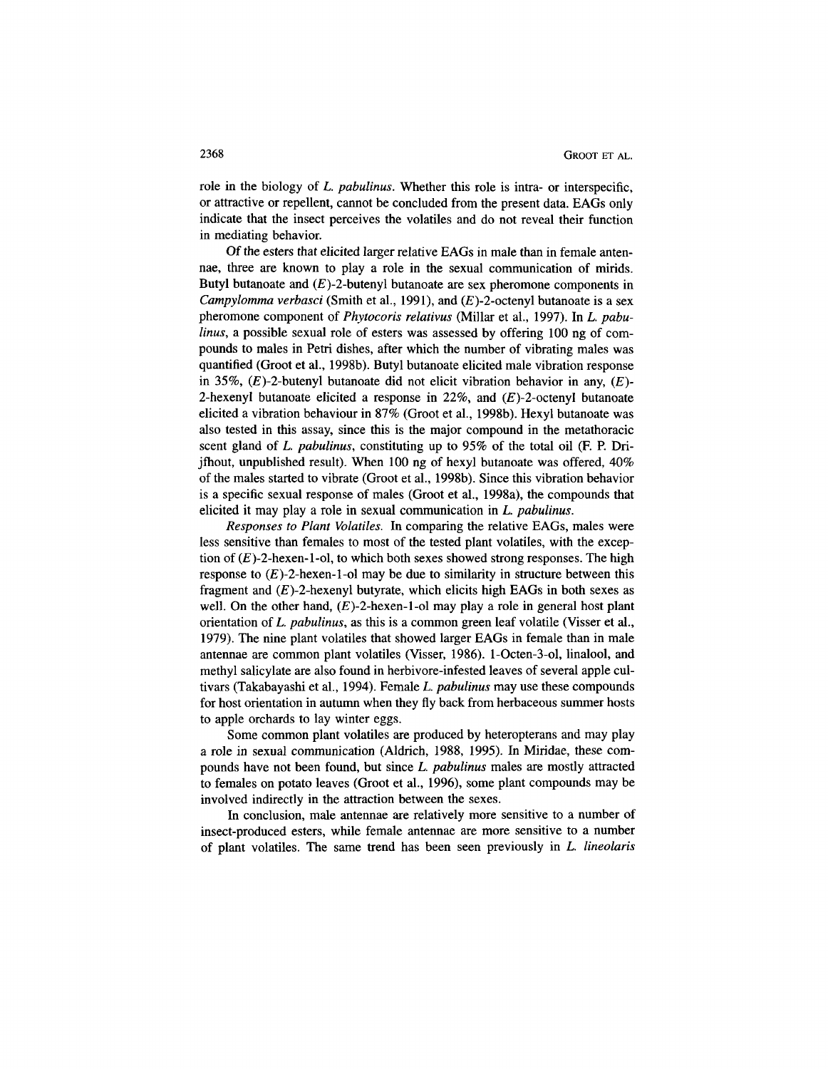role in the biology of *L. pabulinus*. Whether this role is intra- or interspecific, or attractive or repellent, cannot be concluded from the present data. EAGs only indicate that the insect perceives the volatiles and do not reveal their function in mediating behavior.

Of the esters that elicited larger relative EAGs in male than in female antennae, three are known to play a role in the sexual communication of mirids. Butyl butanoate and (*E*)-2-butenyl butanoate are sex pheromone components in *Campylomma verbasci* (Smith et al., 1991), and (*E*)-2-octenyl butanoate is a sex pheromone component of *Phytocoris relativus* (Millar et al., 1997). In *L. pabulinus*, a possible sexual role of esters was assessed by offering 100 ng of compounds to males in Petri dishes, after which the number of vibrating males was quantified (Groot et al., 1998b). Butyl butanoate elicited male vibration response in 35%, (*E*)-2-butenyl butanoate did not elicit vibration behavior in any, (*E*)-2-hexenyl butanoate elicited a response in 22%, and (*E*)-2-octenyl butanoate elicited a vibration behaviour in 87% (Groot et al., 1998b). Hexyl butanoate was also tested in this assay, since this is the major compound in the metathoracic scent gland of *L. pabulinus*, constituting up to 95% of the total oil (F. P. Drijfhout, unpublished result). When 100 ng of hexyl butanoate was offered, 40% of the males started to vibrate (Groot et al., 1998b). Since this vibration behavior is a specific sexual response of males (Groot et al., 1998a), the compounds that elicited it may play a role in sexual communication in *L. pabulinus*.

*Responses to Plant Volatiles.* In comparing the relative EAGs, males were less sensitive than females to most of the tested plant volatiles, with the exception of (*E*)-2-hexen-1-ol, to which both sexes showed strong responses. The high response to (*E*)-2-hexen-1-ol may be due to similarity in structure between this fragment and (*E*)-2-hexenyl butyrate, which elicits high EAGs in both sexes as well. On the other hand, (*E*)-2-hexen-1-ol may play a role in general host plant orientation of *L. pabulinus*, as this is a common green leaf volatile (Visser et al., 1979). The nine plant volatiles that showed larger EAGs in female than in male antennae are common plant volatiles (Visser, 1986). 1-Octen-3-ol, linalool, and methyl salicylate are also found in herbivore-infested leaves of several apple cultivars (Takabayashi et al., 1994). Female *L. pabulinus* may use these compounds for host orientation in autumn when they fly back from herbaceous summer hosts to apple orchards to lay winter eggs.

Some common plant volatiles are produced by heteropterans and may play a role in sexual communication (Aldrich, 1988, 1995). In Miridae, these compounds have not been found, but since *L. pabulinus* males are mostly attracted to females on potato leaves (Groot et al., 1996), some plant compounds may be involved indirectly in the attraction between the sexes.

In conclusion, male antennae are relatively more sensitive to a number of insect-produced esters, while female antennae are more sensitive to a number of plant volatiles. The same trend has been seen previously in *L. lineolaris*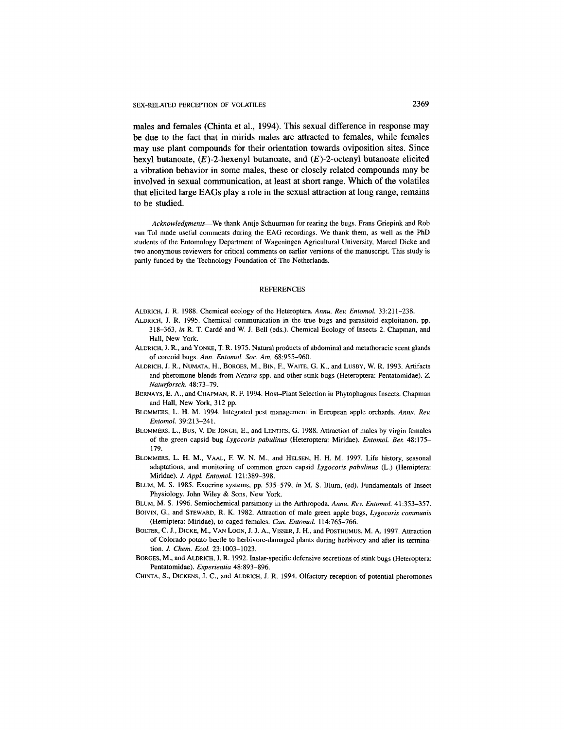males and females (Chinta et al., 1994). This sexual difference in response may be due to the fact that in mirids males are attracted to females, while females may use plant compounds for their orientation towards oviposition sites. Since hexyl butanoate, (*E*)-2-hexenyl butanoate, and (*E*)-2-octenyl butanoate elicited a vibration behavior in some males, these or closely related compounds may be involved in sexual communication, at least at short range. Which of the volatiles that elicited large EAGs play a role in the sexual attraction at long range, remains to be studied.

*Acknowledgments*—We thank Antje Schuurman for rearing the bugs. Frans Griepink and Rob van Tol made useful comments during the EAG recordings. We thank them, as well as the PhD students of the Entomology Department of Wageningen Agricultural University, Marcel Dicke and two anonymous reviewers for critical comments on earlier versions of the manuscript. This study is partly funded by the Technology Foundation of The Netherlands.

## REFERENCES

ALDRICH, J. R. 1988. Chemical ecology of the Heteroptera. *Annu. Rev. Entomol.* 33:211–238.

ALDRICH, J. R. 1995. Chemical communication in the true bugs and parasitoid exploitation, pp. 318–363, *in* R. T. Cardé and W. J. Bell (eds.). Chemical Ecology of Insects 2. Chapman, and Hall, New York.

ALDRICH, J. R., and YONKE, T. R. 1975. Natural products of abdominal and metathoracic scent glands of coreoid bugs. *Ann. Entomol. Soc. Am.* 68:955–960.

ALDRICH, J. R., NUMATA, H., BORGES, M., BIN, F., WAITE, G. K., and LUSBY, W. R. 1993. Artifacts and pheromone blends from *Nezara* spp. and other stink bugs (Heteroptera: Pentatomidae). *Z. Naturforsch.* 48:73–79.

BERNAYS, E. A., and CHAPMAN, R. F. 1994. Host–Plant Selection in Phytophagous Insects. Chapman and Hall, New York, 312 pp.

BLOMMERS, L. H. M. 1994. Integrated pest management in European apple orchards. *Annu. Rev. Entomol.* 39:213–241.

BLOMMERS, L., BUS, V. DE JONGH, E., and LENTJES, G. 1988. Attraction of males by virgin females of the green capsid bug *Lygocoris pabulinus* (Heteroptera: Miridae). *Entomol. Ber.* 48:175–179.

BLOMMERS, L. H. M., VAAL, F. W. N. M., and HELSEN, H. H. M. 1997. Life history, seasonal adaptations, and monitoring of common green capsid *Lygocoris pabulinus* (L.) (Hemiptera: Miridae). *J. Appl. Entomol.* 121:389–398.

BLUM, M. S. 1985. Exocrine systems, pp. 535–579, *in* M. S. Blum, (ed). Fundamentals of Insect Physiology. John Wiley & Sons, New York.

BLUM, M. S. 1996. Semiochemical parsimony in the Arthropoda. *Annu. Rev. Entomol.* 41:353–357.

BOIVIN, G., and STEWARD, R. K. 1982. Attraction of male green apple bugs, *Lygocoris communis* (Hemiptera: Miridae), to caged females. *Can. Entomol.* 114:765–766.

BOLTER, C. J., DICKE, M., VAN LOON, J. J. A., VISSER, J. H., and POSTHUMUS, M. A. 1997. Attraction of Colorado potato beetle to herbivore-damaged plants during herbivory and after its termination. *J. Chem. Ecol.* 23:1003–1023.

BORGES, M., and ALDRICH, J. R. 1992. Instar-specific defensive secretions of stink bugs (Heteroptera: Pentatomidae). *Experientia* 48:893–896.

CHINTA, S., DICKENS, J. C., and ALDRICH, J. R. 1994. Olfactory reception of potential pheromones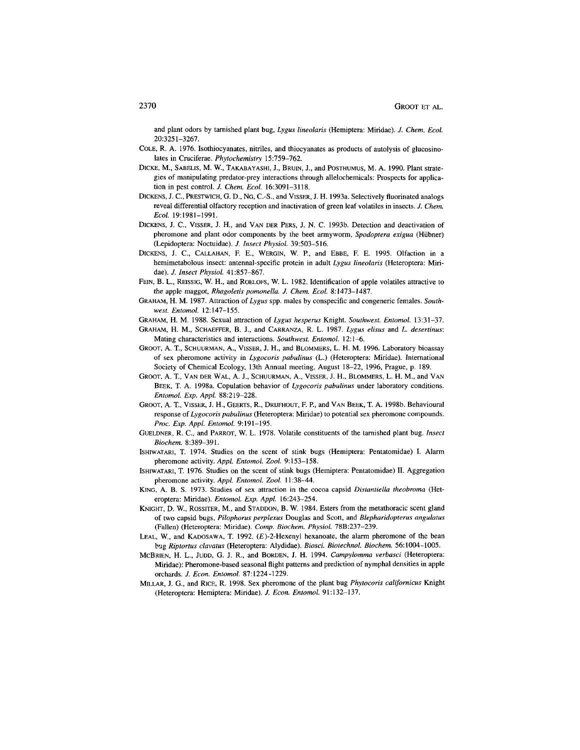and plant odors by tarnished plant bug, *Lygus lineolaris* (Hemiptera: Miridae). *J. Chem. Ecol.* 20:3251–3267.

COLE, R. A. 1976. Isothiocyanates, nitriles, and thiocyanates as products of autolysis of glucosinolates in Cruciferae. *Phytochemistry* 15:759–762.

DICKE, M., SABELIS, M. W., TAKABAYASHI, J., BRUIN, J., and POSTHUMUS, M. A. 1990. Plant strategies of manipulating predator-prey interactions through allelochemicals: Prospects for application in pest control. *J. Chem. Ecol.* 16:3091–3118.

DICKENS, J. C., PRESTWICH, G. D., NG, C.-S., and VISSER, J. H. 1993a. Selectively fluorinated analogs reveal differential olfactory reception and inactivation of green leaf volatiles in insects. *J. Chem. Ecol.* 19:1981–1991.

DICKENS, J. C., VISSER, J. H., and VAN DER PERS, J. N. C. 1993b. Detection and deactivation of pheromone and plant odor components by the beet armyworm, *Spodoptera exigua* (Hübner) (Lepidoptera: Noctuidae). *J. Insect Physiol.* 39:503–516.

DICKENS, J. C., CALLAHAN, F. E., WERGIN, W. P., and EBBE, F. E. 1995. Olfaction in a hemimetabolous insect: antennal-specific protein in adult *Lygus lineolaris* (Heteroptera: Miridae). *J. Insect Physiol.* 41:857–867.

FEIN, B. L., REISSIG, W. H., and ROELOFS, W. L. 1982. Identification of apple volatiles attractive to the apple maggot, *Rhagoletis pomonella*. *J. Chem. Ecol.* 8:1473–1487.

GRAHAM, H. M. 1987. Attraction of *Lygus* spp. males by conspecific and congeneric females. *Southwest. Entomol.* 12:147–155.

GRAHAM, H. M. 1988. Sexual attraction of *Lygus hesperus* Knight. *Southwest. Entomol.* 13:31–37.

GRAHAM, H. M., SCHAEFFER, B. J., and CARRANZA, R. L. 1987. *Lygus elisus* and *L. desertinus*: Mating characteristics and interactions. *Southwest. Entomol.* 12:1–6.

GROOT, A. T., SCHUURMAN, A., VISSER, J. H., and BLOMMERS, L. H. M. 1996. Laboratory bioassay of sex pheromone activity in *Lygocoris pabulinus* (L.) (Heteroptera: Miridae). International Society of Chemical Ecology, 13th Annual meeting, August 18–22, 1996, Prague, p. 189.

GROOT, A. T., VAN DER WAL, A. J., SCHUURMAN, A., VISSER, J. H., BLOMMERS, L. H. M., and VAN BEEK, T. A. 1998a. Copulation behavior of *Lygocoris pabulinus* under laboratory conditions. *Entomol. Exp. Appl.* 88:219–228.

GROOT, A. T., VISSER, J. H., GEERTS, R., DRIJFHOUT, F. P., and VAN BEEK, T. A. 1998b. Behavioural response of *Lygocoris pabulinus* (Heteroptera: Miridae) to potential sex pheromone compounds. *Proc. Exp. Appl. Entomol.* 9:191–195.

GUELDNER, R. C., and PARROT, W. L. 1978. Volatile constituents of the tarnished plant bug. *Insect Biochem.* 8:389–391.

ISHIWATARI, T. 1974. Studies on the scent of stink bugs (Hemiptera: Pentatomidae) I. Alarm pheromone activity. *Appl. Entomol. Zool.* 9:153–158.

ISHIWATARI, T. 1976. Studies on the scent of stink bugs (Hemiptera: Pentatomidae) II. Aggregation pheromone activity. *Appl. Entomol. Zool.* 11:38–44.

KING, A. B. S. 1973. Studies of sex attraction in the cocoa capsid *Distantiella theobroma* (Heteroptera: Miridae). *Entomol. Exp. Appl.* 16:243–254.

KNIGHT, D. W., ROSSITER, M., and STADDON, B. W. 1984. Esters from the metathoracic scent gland of two capsid bugs, *Pilophorus perplexus* Douglas and Scott, and *Blepharidopterus angulatus* (Fallen) (Heteroptera: Miridae). *Comp. Biochem. Physiol.* 78B:237–239.

LEAL, W., and KADOSAWA, T. 1992. (*E*)-2-Hexenyl hexanoate, the alarm pheromone of the bean bug *Riptortus clavatus* (Heteroptera: Alydidae). *Biosci. Biotechnol. Biochem.* 56:1004–1005.

MCBRIEN, H. L., JUDD, G. J. R., and BORDEN, J. H. 1994. *Campylomma verbasci* (Heteroptera: Miridae): Pheromone-based seasonal flight patterns and prediction of nymphal densities in apple orchards. *J. Econ. Entomol.* 87:1224–1229.

MILLAR, J. G., and RICE, R. 1998. Sex pheromone of the plant bug *Phytocoris californicus* Knight (Heteroptera: Hemiptera: Miridae). *J. Econ. Entomol.* 91:132–137.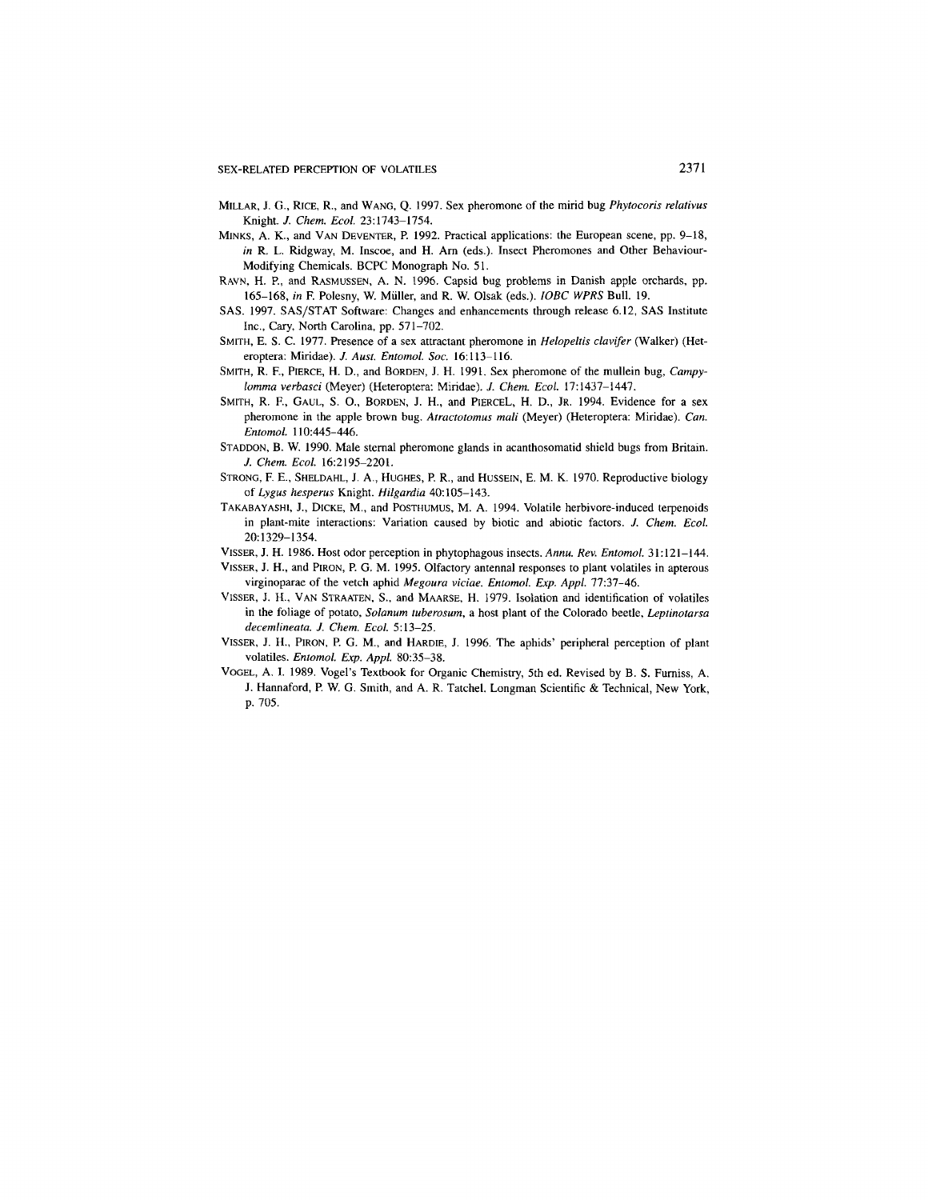MILLAR, J. G., RICE, R., and WANG, Q. 1997. Sex pheromone of the mirid bug *Phytocoris relativus* Knight. *J. Chem. Ecol.* 23:1743–1754.

MINKS, A. K., and VAN DEVENTER, P. 1992. Practical applications: the European scene, pp. 9–18, *in* R. L. Ridgway, M. Inscoe, and H. Arn (eds.). Insect Pheromones and Other Behaviour-Modifying Chemicals. BCPC Monograph No. 51.

RAVN, H. P., and RASMUSSEN, A. N. 1996. Capsid bug problems in Danish apple orchards, pp. 165–168, *in* F. Polesny, W. Müller, and R. W. Olsak (eds.). *IOBC WPRS* Bull. 19.

SAS. 1997. SAS/STAT Software: Changes and enhancements through release 6.12, SAS Institute Inc., Cary, North Carolina, pp. 571–702.

SMITH, E. S. C. 1977. Presence of a sex attractant pheromone in *Helopeltis clavifer* (Walker) (Heteroptera: Miridae). *J. Aust. Entomol. Soc.* 16:113–116.

SMITH, R. F., PIERCE, H. D., and BORDEN, J. H. 1991. Sex pheromone of the mullein bug, *Campylomma verbasci* (Meyer) (Heteroptera: Miridae). *J. Chem. Ecol.* 17:1437–1447.

SMITH, R. F., GAUL, S. O., BORDEN, J. H., and PIERCEL, H. D., JR. 1994. Evidence for a sex pheromone in the apple brown bug. *Atractotomus mali* (Meyer) (Heteroptera: Miridae). *Can. Entomol.* 110:445–446.

STADDON, B. W. 1990. Male sternal pheromone glands in acanthosomatid shield bugs from Britain. *J. Chem. Ecol.* 16:2195–2201.

STRONG, F. E., SHELDAHL, J. A., HUGHES, P. R., and HUSSEIN, E. M. K. 1970. Reproductive biology of *Lygus hesperus* Knight. *Hilgardia* 40:105–143.

TAKABAYASHI, J., DICKE, M., and POSTHUMUS, M. A. 1994. Volatile herbivore-induced terpenoids in plant-mite interactions: Variation caused by biotic and abiotic factors. *J. Chem. Ecol.* 20:1329–1354.

VISSER, J. H. 1986. Host odor perception in phytophagous insects. *Annu. Rev. Entomol.* 31:121–144.

VISSER, J. H., and PIRON, P. G. M. 1995. Olfactory antennal responses to plant volatiles in apterous virginoparae of the vetch aphid *Megoura viciae*. *Entomol. Exp. Appl.* 77:37–46.

VISSER, J. H., VAN STRAATEN, S., and MAARSE, H. 1979. Isolation and identification of volatiles in the foliage of potato, *Solanum tuberosum*, a host plant of the Colorado beetle, *Leptinotarsa decemlineata*. *J. Chem. Ecol.* 5:13–25.

VISSER, J. H., PIRON, P. G. M., and HARDIE, J. 1996. The aphids' peripheral perception of plant volatiles. *Entomol. Exp. Appl.* 80:35–38.

VOGEL, A. I. 1989. Vogel's Textbook for Organic Chemistry, 5th ed. Revised by B. S. Furniss, A. J. Hannaford, P. W. G. Smith, and A. R. Tatchel. Longman Scientific & Technical, New York, p. 705.